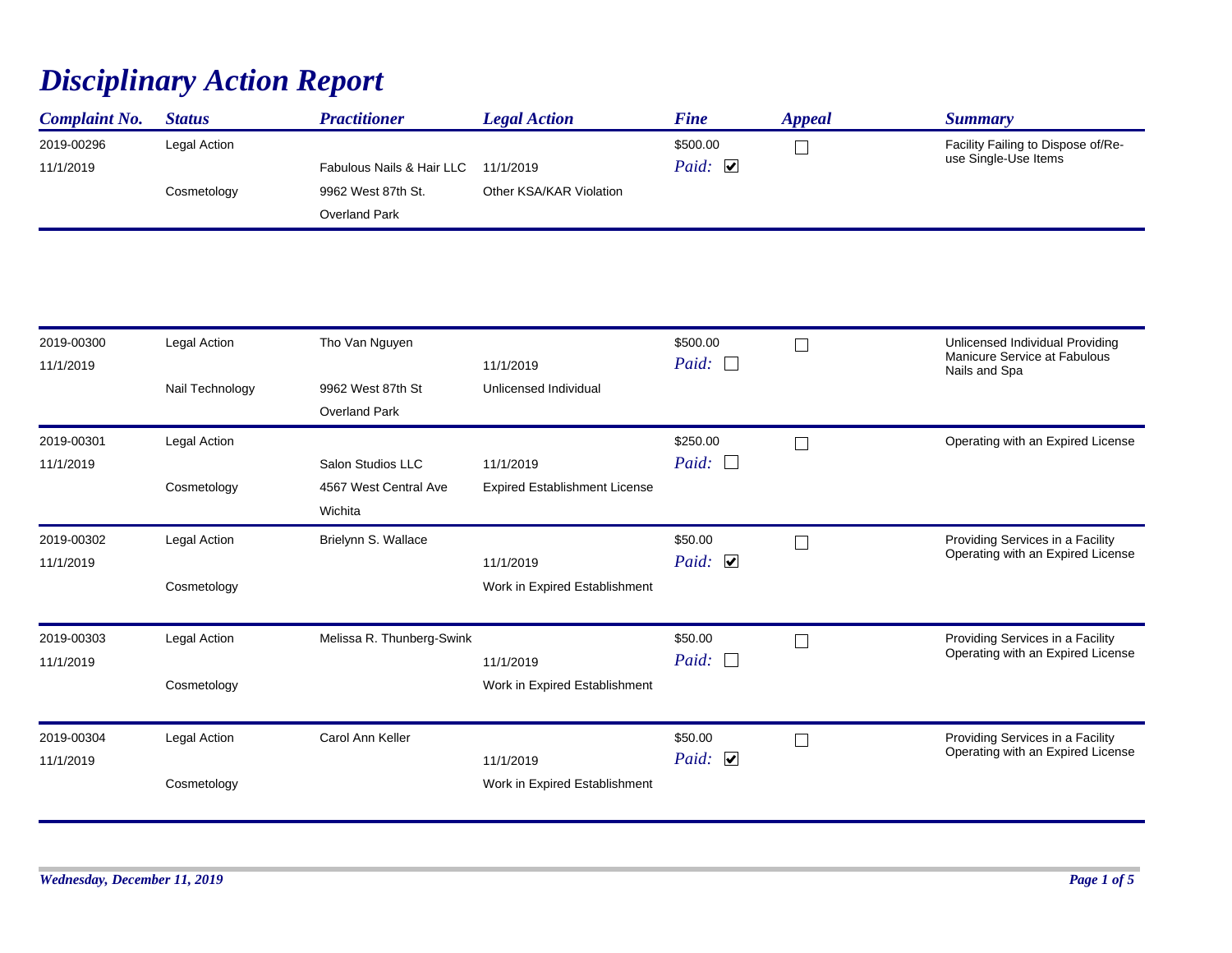# Disciplinary Action Report

| Complaint No. | Status | Practitioner | Legal Action | Fine | Appeal | Summary |
|---|---|---|---|---|---|---|
| 2019-00296<br>11/1/2019 | Legal Action<br>Cosmetology | Fabulous Nails & Hair LLC<br>9962 West 87th St.<br>Overland Park | 11/1/2019<br>Other KSA/KAR Violation | $500.00<br>Paid: ☑ | ☐ | Facility Failing to Dispose of/Re-use Single-Use Items |
| 2019-00300<br>11/1/2019 | Legal Action<br>Nail Technology | Tho Van Nguyen<br>9962 West 87th St<br>Overland Park | 11/1/2019<br>Unlicensed Individual | $500.00<br>Paid: ☐ | ☐ | Unlicensed Individual Providing Manicure Service at Fabulous Nails and Spa |
| 2019-00301<br>11/1/2019 | Legal Action<br>Cosmetology | Salon Studios LLC<br>4567 West Central Ave<br>Wichita | 11/1/2019<br>Expired Establishment License | $250.00<br>Paid: ☐ | ☐ | Operating with an Expired License |
| 2019-00302<br>11/1/2019 | Legal Action<br>Cosmetology | Brielynn S. Wallace | 11/1/2019<br>Work in Expired Establishment | $50.00<br>Paid: ☑ | ☐ | Providing Services in a Facility Operating with an Expired License |
| 2019-00303<br>11/1/2019 | Legal Action<br>Cosmetology | Melissa R. Thunberg-Swink | 11/1/2019<br>Work in Expired Establishment | $50.00<br>Paid: ☐ | ☐ | Providing Services in a Facility Operating with an Expired License |
| 2019-00304<br>11/1/2019 | Legal Action<br>Cosmetology | Carol Ann Keller | 11/1/2019<br>Work in Expired Establishment | $50.00<br>Paid: ☑ | ☐ | Providing Services in a Facility Operating with an Expired License |

*Wednesday, December 11, 2019*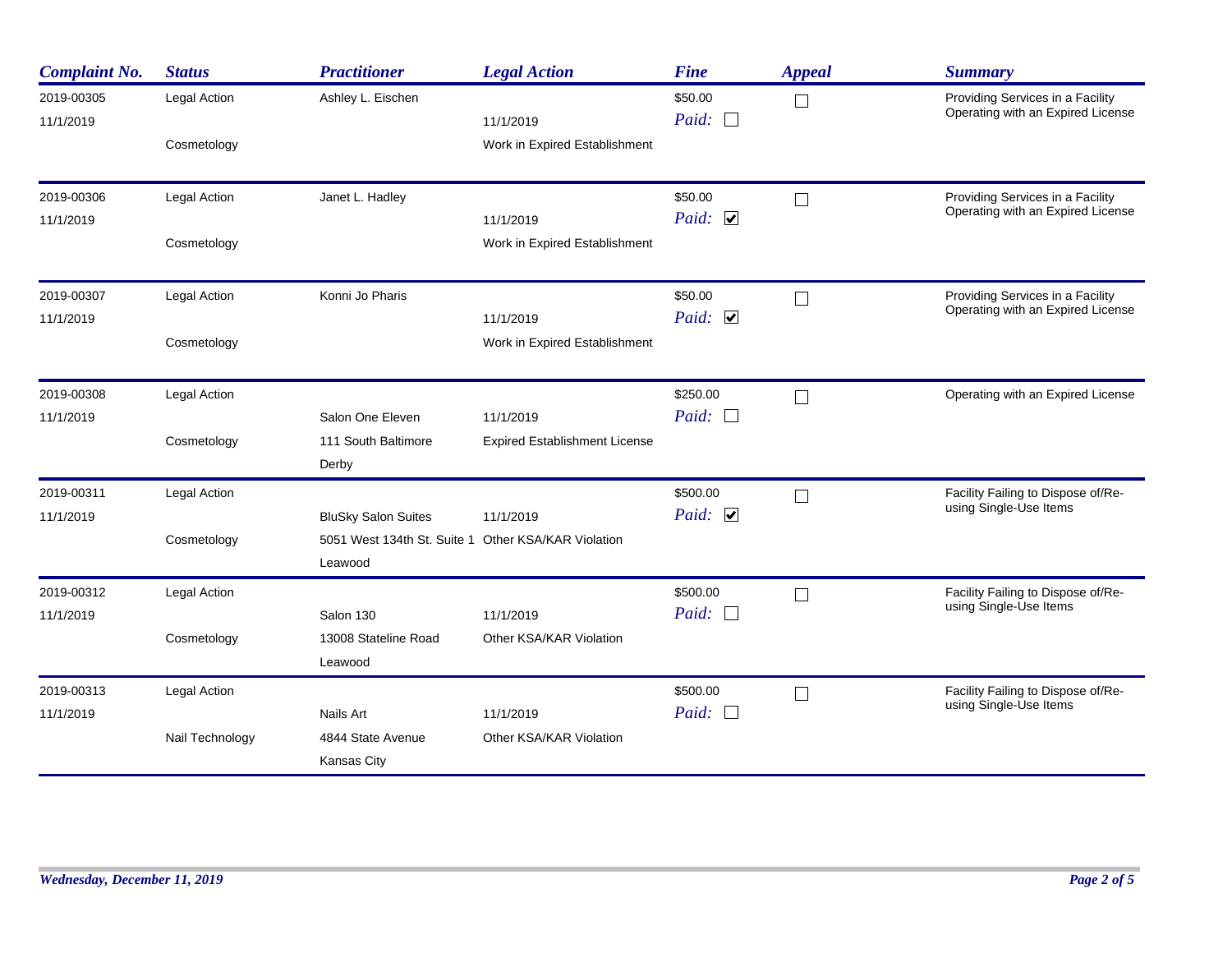| Complaint No. | Status | Practitioner | Legal Action | Fine | Appeal | Summary |
|---|---|---|---|---|---|---|
| 2019-00305<br>11/1/2019 | Legal Action<br>Cosmetology | Ashley L. Eischen | 11/1/2019<br>Work in Expired Establishment | $50.00<br>Paid: ☐ | ☐ | Providing Services in a Facility Operating with an Expired License |
| 2019-00306<br>11/1/2019 | Legal Action<br>Cosmetology | Janet L. Hadley | 11/1/2019<br>Work in Expired Establishment | $50.00<br>Paid: ☑ | ☐ | Providing Services in a Facility Operating with an Expired License |
| 2019-00307<br>11/1/2019 | Legal Action<br>Cosmetology | Konni Jo Pharis | 11/1/2019<br>Work in Expired Establishment | $50.00<br>Paid: ☑ | ☐ | Providing Services in a Facility Operating with an Expired License |
| 2019-00308<br>11/1/2019 | Legal Action<br>Cosmetology | Salon One Eleven<br>111 South Baltimore<br>Derby | 11/1/2019<br>Expired Establishment License | $250.00<br>Paid: ☐ | ☐ | Operating with an Expired License |
| 2019-00311<br>11/1/2019 | Legal Action<br>Cosmetology | BluSky Salon Suites<br>5051 West 134th St. Suite 1<br>Leawood | 11/1/2019<br>Other KSA/KAR Violation | $500.00<br>Paid: ☑ | ☐ | Facility Failing to Dispose of/Re-using Single-Use Items |
| 2019-00312<br>11/1/2019 | Legal Action<br>Cosmetology | Salon 130<br>13008 Stateline Road<br>Leawood | 11/1/2019<br>Other KSA/KAR Violation | $500.00<br>Paid: ☐ | ☐ | Facility Failing to Dispose of/Re-using Single-Use Items |
| 2019-00313<br>11/1/2019 | Legal Action<br>Nail Technology | Nails Art<br>4844 State Avenue<br>Kansas City | 11/1/2019<br>Other KSA/KAR Violation | $500.00<br>Paid: ☐ | ☐ | Facility Failing to Dispose of/Re-using Single-Use Items |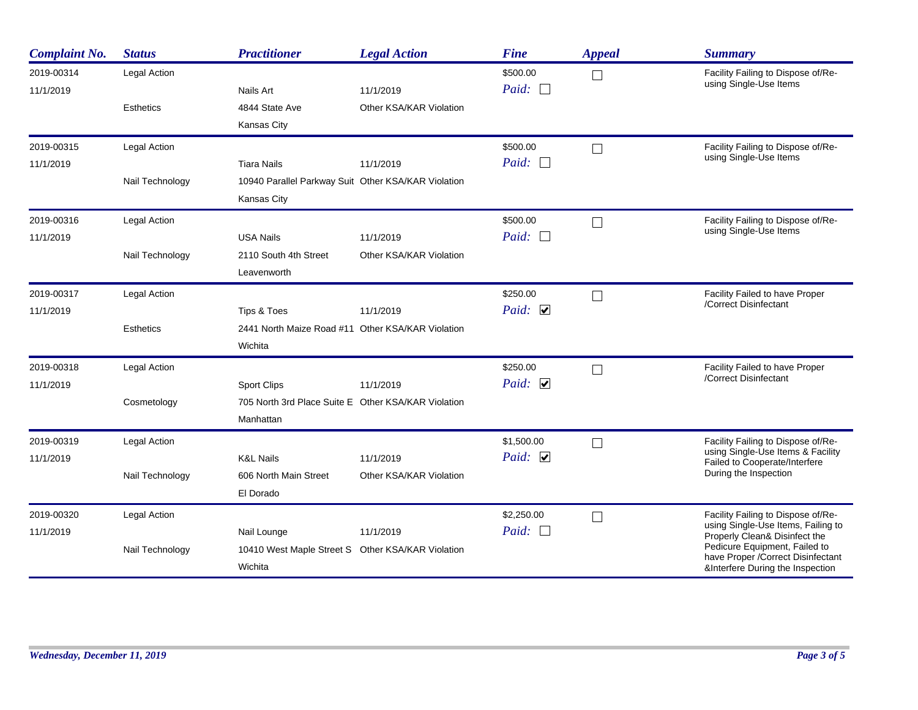| Complaint No. | Status | Practitioner | Legal Action | Fine | Appeal | Summary |
|---|---|---|---|---|---|---|
| 2019-00314<br>11/1/2019 | Legal Action<br>Esthetics | Nails Art<br>4844 State Ave<br>Kansas City | 11/1/2019<br>Other KSA/KAR Violation | $500.00<br>Paid: ☐ | ☐ | Facility Failing to Dispose of/Re-using Single-Use Items |
| 2019-00315<br>11/1/2019 | Legal Action<br>Nail Technology | Tiara Nails<br>10940 Parallel Parkway Suit<br>Kansas City | 11/1/2019<br>Other KSA/KAR Violation | $500.00<br>Paid: ☐ | ☐ | Facility Failing to Dispose of/Re-using Single-Use Items |
| 2019-00316<br>11/1/2019 | Legal Action<br>Nail Technology | USA Nails<br>2110 South 4th Street<br>Leavenworth | 11/1/2019<br>Other KSA/KAR Violation | $500.00<br>Paid: ☐ | ☐ | Facility Failing to Dispose of/Re-using Single-Use Items |
| 2019-00317<br>11/1/2019 | Legal Action<br>Esthetics | Tips & Toes<br>2441 North Maize Road #11<br>Wichita | 11/1/2019<br>Other KSA/KAR Violation | $250.00<br>Paid: ☑ | ☐ | Facility Failed to have Proper /Correct Disinfectant |
| 2019-00318<br>11/1/2019 | Legal Action<br>Cosmetology | Sport Clips<br>705 North 3rd Place Suite E<br>Manhattan | 11/1/2019<br>Other KSA/KAR Violation | $250.00<br>Paid: ☑ | ☐ | Facility Failed to have Proper /Correct Disinfectant |
| 2019-00319<br>11/1/2019 | Legal Action<br>Nail Technology | K&L Nails<br>606 North Main Street<br>El Dorado | 11/1/2019<br>Other KSA/KAR Violation | $1,500.00<br>Paid: ☑ | ☐ | Facility Failing to Dispose of/Re-using Single-Use Items & Facility Failed to Cooperate/Interfere During the Inspection |
| 2019-00320<br>11/1/2019 | Legal Action<br>Nail Technology | Nail Lounge<br>10410 West Maple Street S<br>Wichita | 11/1/2019<br>Other KSA/KAR Violation | $2,250.00<br>Paid: ☐ | ☐ | Facility Failing to Dispose of/Re-using Single-Use Items, Failing to Properly Clean& Disinfect the Pedicure Equipment, Failed to have Proper /Correct Disinfectant &Interfere During the Inspection |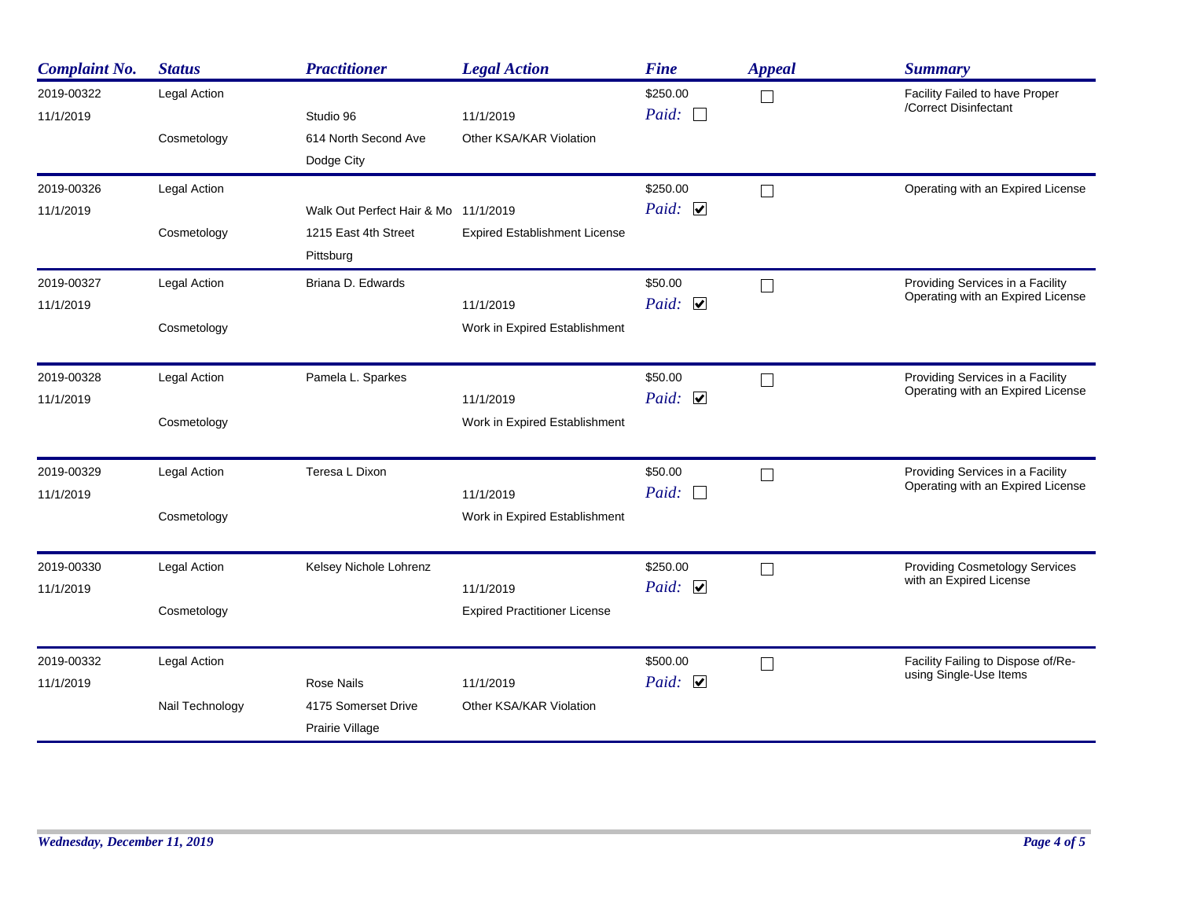| Complaint No. | Status | Practitioner | Legal Action | Fine | Appeal | Summary |
|---|---|---|---|---|---|---|
| 2019-00322<br>11/1/2019 | Legal Action<br>Cosmetology | Studio 96<br>614 North Second Ave<br>Dodge City | 11/1/2019<br>Other KSA/KAR Violation | $250.00<br>Paid: ☐ | ☐ | Facility Failed to have Proper /Correct Disinfectant |
| 2019-00326<br>11/1/2019 | Legal Action<br>Cosmetology | Walk Out Perfect Hair & Mo<br>1215 East 4th Street<br>Pittsburg | 11/1/2019<br>Expired Establishment License | $250.00<br>Paid: ☑ | ☐ | Operating with an Expired License |
| 2019-00327<br>11/1/2019 | Legal Action<br>Cosmetology | Briana D. Edwards | 11/1/2019<br>Work in Expired Establishment | $50.00<br>Paid: ☑ | ☐ | Providing Services in a Facility Operating with an Expired License |
| 2019-00328<br>11/1/2019 | Legal Action<br>Cosmetology | Pamela L. Sparkes | 11/1/2019<br>Work in Expired Establishment | $50.00<br>Paid: ☑ | ☐ | Providing Services in a Facility Operating with an Expired License |
| 2019-00329<br>11/1/2019 | Legal Action<br>Cosmetology | Teresa L Dixon | 11/1/2019<br>Work in Expired Establishment | $50.00<br>Paid: ☐ | ☐ | Providing Services in a Facility Operating with an Expired License |
| 2019-00330<br>11/1/2019 | Legal Action<br>Cosmetology | Kelsey Nichole Lohrenz | 11/1/2019<br>Expired Practitioner License | $250.00<br>Paid: ☑ | ☐ | Providing Cosmetology Services with an Expired License |
| 2019-00332<br>11/1/2019 | Legal Action<br>Nail Technology | Rose Nails<br>4175 Somerset Drive<br>Prairie Village | 11/1/2019<br>Other KSA/KAR Violation | $500.00<br>Paid: ☑ | ☐ | Facility Failing to Dispose of/Re-using Single-Use Items |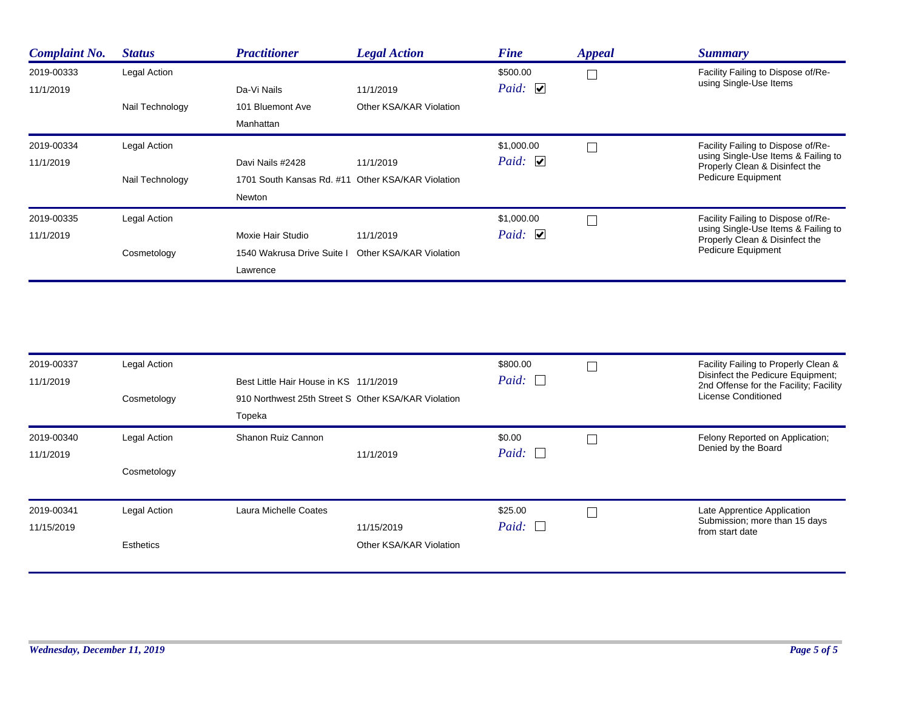| Complaint No. | Status | Practitioner | Legal Action | Fine | Appeal | Summary |
|---|---|---|---|---|---|---|
| 2019-00333<br>11/1/2019 | Legal Action<br>Nail Technology | Da-Vi Nails<br>101 Bluemont Ave<br>Manhattan | 11/1/2019<br>Other KSA/KAR Violation | $500.00<br>Paid: ☑ | ☐ | Facility Failing to Dispose of/Re-using Single-Use Items |
| 2019-00334<br>11/1/2019 | Legal Action<br>Nail Technology | Davi Nails #2428<br>1701 South Kansas Rd. #11<br>Newton | 11/1/2019<br>Other KSA/KAR Violation | $1,000.00<br>Paid: ☑ | ☐ | Facility Failing to Dispose of/Re-using Single-Use Items & Failing to Properly Clean & Disinfect the Pedicure Equipment |
| 2019-00335<br>11/1/2019 | Legal Action<br>Cosmetology | Moxie Hair Studio<br>1540 Wakrusa Drive Suite I<br>Lawrence | 11/1/2019<br>Other KSA/KAR Violation | $1,000.00<br>Paid: ☑ | ☐ | Facility Failing to Dispose of/Re-using Single-Use Items & Failing to Properly Clean & Disinfect the Pedicure Equipment |
| 2019-00337<br>11/1/2019 | Legal Action<br>Cosmetology | Best Little Hair House in KS<br>910 Northwest 25th Street S<br>Topeka | 11/1/2019<br>Other KSA/KAR Violation | $800.00<br>Paid: ☐ | ☐ | Facility Failing to Properly Clean & Disinfect the Pedicure Equipment; 2nd Offense for the Facility; Facility License Conditioned |
| 2019-00340<br>11/1/2019 | Legal Action<br>Cosmetology | Shanon Ruiz Cannon | 11/1/2019 | $0.00<br>Paid: ☐ | ☐ | Felony Reported on Application; Denied by the Board |
| 2019-00341<br>11/15/2019 | Legal Action<br>Esthetics | Laura Michelle Coates | 11/15/2019<br>Other KSA/KAR Violation | $25.00<br>Paid: ☐ | ☐ | Late Apprentice Application Submission; more than 15 days from start date |

*Wednesday, December 11, 2019*